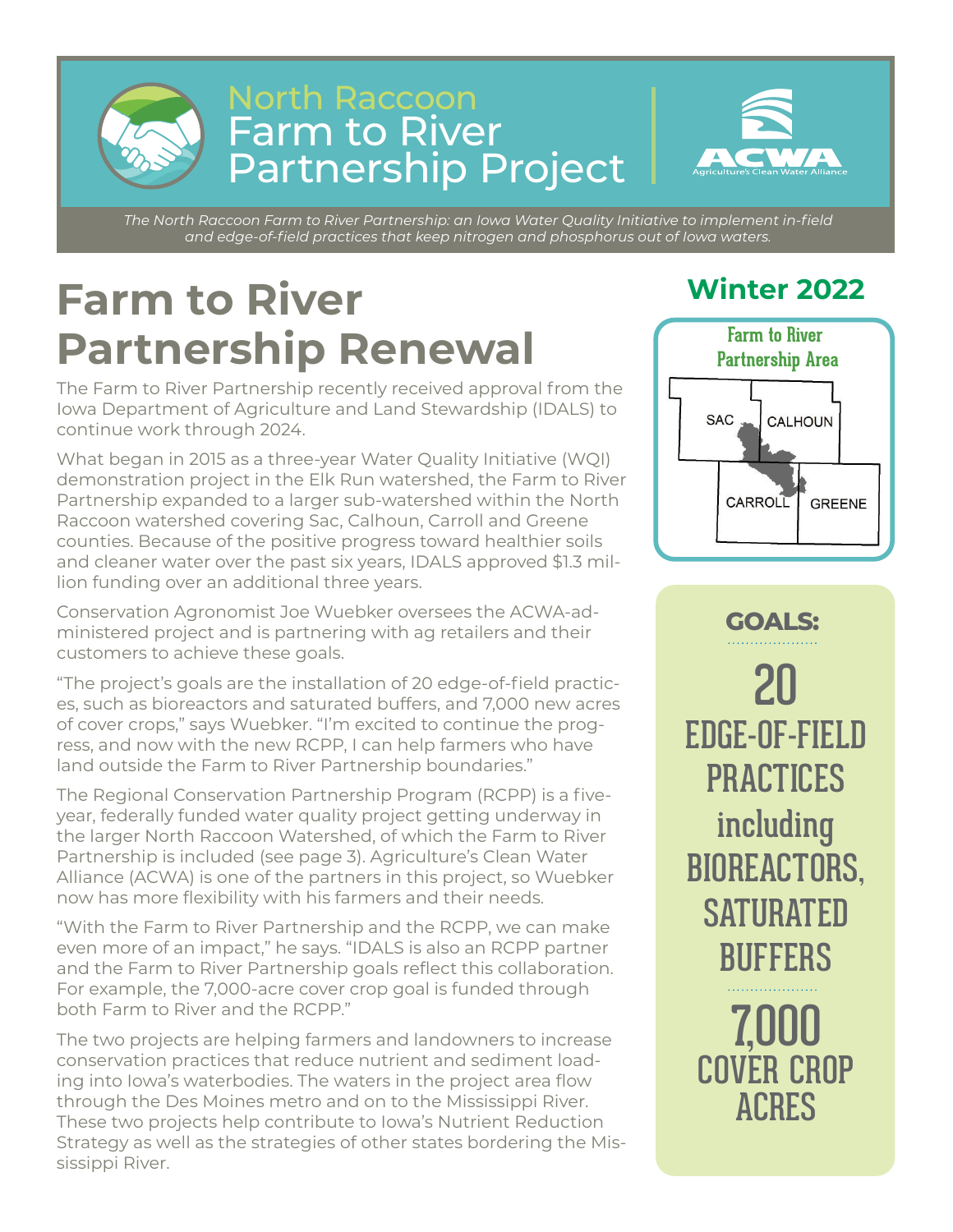# North Raccoon Farm to River Partnership Project

ACWA Agriculture's Clean Water Alliance

*The North Raccoon Farm to River Partnership: an Iowa Water Quality Initiative to implement in-field and edge-of-field practices that keep nitrogen and phosphorus out of Iowa waters.*

**Winter 2022**

## Farm to River Partnership Renewal

The Farm to River Partnership recently received approval from the Iowa Department of Agriculture and Land Stewardship (IDALS) to continue work through 2024.

What began in 2015 as a three-year Water Quality Initiative (WQI) demonstration project in the Elk Run watershed, the Farm to River Partnership expanded to a larger sub-watershed within the North Raccoon watershed covering Sac, Calhoun, Carroll and Greene counties. Because of the positive progress toward healthier soils and cleaner water over the past six years, IDALS approved $1.3 million funding over an additional three years.

Conservation Agronomist Joe Wuebker oversees the ACWA-administered project and is partnering with ag retailers and their customers to achieve these goals.

"The project's goals are the installation of 20 edge-of-field practices, such as bioreactors and saturated buffers, and 7,000 new acres of cover crops," says Wuebker. "I'm excited to continue the progress, and now with the new RCPP, I can help farmers who have land outside the Farm to River Partnership boundaries."

The Regional Conservation Partnership Program (RCPP) is a five-year, federally funded water quality project getting underway in the larger North Raccoon Watershed, of which the Farm to River Partnership is included (see page 3). Agriculture's Clean Water Alliance (ACWA) is one of the partners in this project, so Wuebker now has more flexibility with his farmers and their needs.

"With the Farm to River Partnership and the RCPP, we can make even more of an impact," he says. "IDALS is also an RCPP partner and the Farm to River Partnership goals reflect this collaboration. For example, the 7,000-acre cover crop goal is funded through both Farm to River and the RCPP."

The two projects are helping farmers and landowners to increase conservation practices that reduce nutrient and sediment loading into Iowa's waterbodies. The waters in the project area flow through the Des Moines metro and on to the Mississippi River. These two projects help contribute to Iowa's Nutrient Reduction Strategy as well as the strategies of other states bordering the Mississippi River.

**Farm to River Partnership Area**

SAC, CALHOUN, CARROLL, GREENE

**GOALS:**

**20** EDGE-OF-FIELD PRACTICES including BIOREACTORS, SATURATED BUFFERS

**7,000** COVER CROP ACRES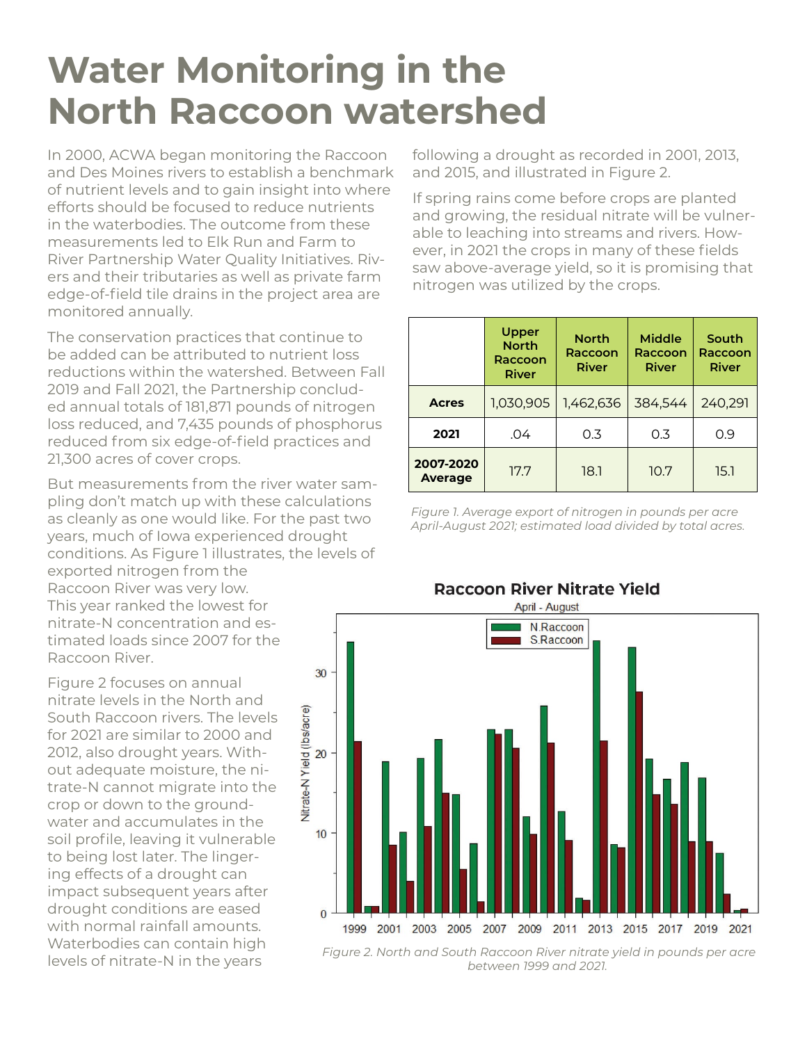# Water Monitoring in the North Raccoon watershed

In 2000, ACWA began monitoring the Raccoon and Des Moines rivers to establish a benchmark of nutrient levels and to gain insight into where efforts should be focused to reduce nutrients in the waterbodies. The outcome from these measurements led to Elk Run and Farm to River Partnership Water Quality Initiatives. Rivers and their tributaries as well as private farm edge-of-field tile drains in the project area are monitored annually.

The conservation practices that continue to be added can be attributed to nutrient loss reductions within the watershed. Between Fall 2019 and Fall 2021, the Partnership concluded annual totals of 181,871 pounds of nitrogen loss reduced, and 7,435 pounds of phosphorus reduced from six edge-of-field practices and 21,300 acres of cover crops.

But measurements from the river water sampling don't match up with these calculations as cleanly as one would like. For the past two years, much of Iowa experienced drought conditions. As Figure 1 illustrates, the levels of exported nitrogen from the Raccoon River was very low. This year ranked the lowest for nitrate-N concentration and estimated loads since 2007 for the Raccoon River.

Figure 2 focuses on annual nitrate levels in the North and South Raccoon rivers. The levels for 2021 are similar to 2000 and 2012, also drought years. Without adequate moisture, the nitrate-N cannot migrate into the crop or down to the groundwater and accumulates in the soil profile, leaving it vulnerable to being lost later. The lingering effects of a drought can impact subsequent years after drought conditions are eased with normal rainfall amounts. Waterbodies can contain high levels of nitrate-N in the years following a drought as recorded in 2001, 2013, and 2015, and illustrated in Figure 2.

If spring rains come before crops are planted and growing, the residual nitrate will be vulnerable to leaching into streams and rivers. However, in 2021 the crops in many of these fields saw above-average yield, so it is promising that nitrogen was utilized by the crops.

| | Upper North Raccoon River | North Raccoon River | Middle Raccoon River | South Raccoon River |
|---|---|---|---|---|
| **Acres** | 1,030,905 | 1,462,636 | 384,544 | 240,291 |
| **2021** | .04 | 0.3 | 0.3 | 0.9 |
| **2007-2020 Average** | 17.7 | 18.1 | 10.7 | 15.1 |

*Figure 1. Average export of nitrogen in pounds per acre April-August 2021; estimated load divided by total acres.*

**Raccoon River Nitrate Yield**

April - August

*Figure 2. North and South Raccoon River nitrate yield in pounds per acre between 1999 and 2021.*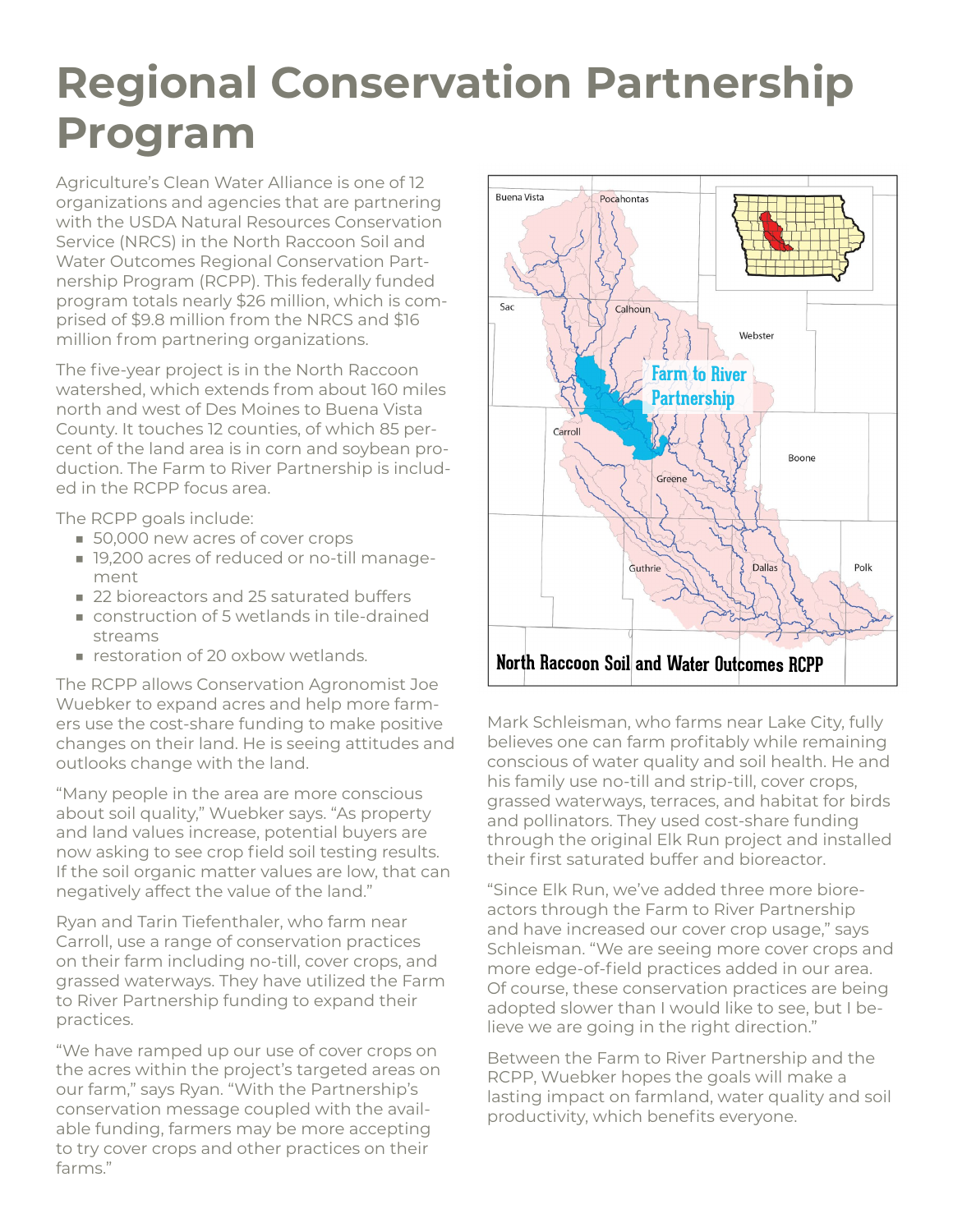# Regional Conservation Partnership Program

Agriculture's Clean Water Alliance is one of 12 organizations and agencies that are partnering with the USDA Natural Resources Conservation Service (NRCS) in the North Raccoon Soil and Water Outcomes Regional Conservation Partnership Program (RCPP). This federally funded program totals nearly $26 million, which is comprised of $9.8 million from the NRCS and $16 million from partnering organizations.

The five-year project is in the North Raccoon watershed, which extends from about 160 miles north and west of Des Moines to Buena Vista County. It touches 12 counties, of which 85 percent of the land area is in corn and soybean production. The Farm to River Partnership is included in the RCPP focus area.

The RCPP goals include:

- 50,000 new acres of cover crops
- 19,200 acres of reduced or no-till management
- 22 bioreactors and 25 saturated buffers
- construction of 5 wetlands in tile-drained streams
- restoration of 20 oxbow wetlands.

The RCPP allows Conservation Agronomist Joe Wuebker to expand acres and help more farmers use the cost-share funding to make positive changes on their land. He is seeing attitudes and outlooks change with the land.

"Many people in the area are more conscious about soil quality," Wuebker says. "As property and land values increase, potential buyers are now asking to see crop field soil testing results. If the soil organic matter values are low, that can negatively affect the value of the land."

Ryan and Tarin Tiefenthaler, who farm near Carroll, use a range of conservation practices on their farm including no-till, cover crops, and grassed waterways. They have utilized the Farm to River Partnership funding to expand their practices.

"We have ramped up our use of cover crops on the acres within the project's targeted areas on our farm," says Ryan. "With the Partnership's conservation message coupled with the available funding, farmers may be more accepting to try cover crops and other practices on their farms."

North Raccoon Soil and Water Outcomes RCPP

Mark Schleisman, who farms near Lake City, fully believes one can farm profitably while remaining conscious of water quality and soil health. He and his family use no-till and strip-till, cover crops, grassed waterways, terraces, and habitat for birds and pollinators. They used cost-share funding through the original Elk Run project and installed their first saturated buffer and bioreactor.

"Since Elk Run, we've added three more bioreactors through the Farm to River Partnership and have increased our cover crop usage," says Schleisman. "We are seeing more cover crops and more edge-of-field practices added in our area. Of course, these conservation practices are being adopted slower than I would like to see, but I believe we are going in the right direction."

Between the Farm to River Partnership and the RCPP, Wuebker hopes the goals will make a lasting impact on farmland, water quality and soil productivity, which benefits everyone.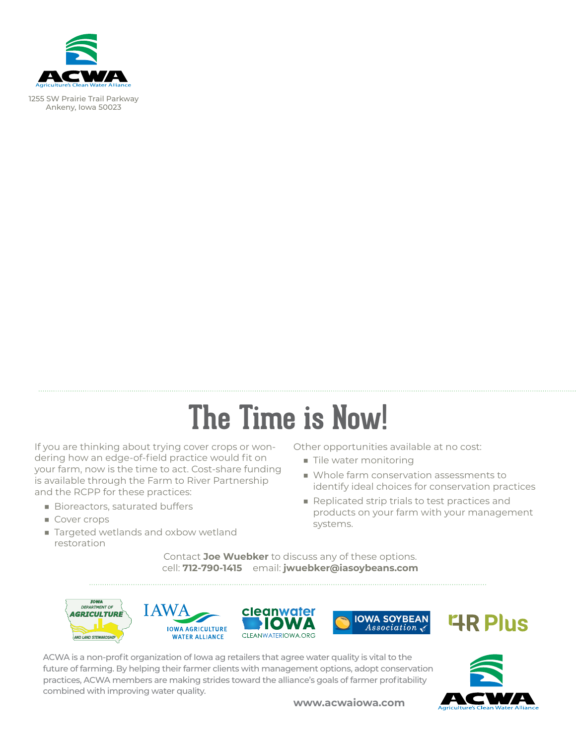ACWA
Agriculture's Clean Water Alliance

1255 SW Prairie Trail Parkway
Ankeny, Iowa 50023

# The Time is Now!

If you are thinking about trying cover crops or wondering how an edge-of-field practice would fit on your farm, now is the time to act. Cost-share funding is available through the Farm to River Partnership and the RCPP for these practices:

- Bioreactors, saturated buffers
- Cover crops
- Targeted wetlands and oxbow wetland restoration

Other opportunities available at no cost:

- Tile water monitoring
- Whole farm conservation assessments to identify ideal choices for conservation practices
- Replicated strip trials to test practices and products on your farm with your management systems.

Contact **Joe Wuebker** to discuss any of these options.
cell: **712-790-1415** email: **jwuebker@iasoybeans.com**

ACWA is a non-profit organization of Iowa ag retailers that agree water quality is vital to the future of farming. By helping their farmer clients with management options, adopt conservation practices, ACWA members are making strides toward the alliance's goals of farmer profitability combined with improving water quality.

**www.acwaiowa.com**